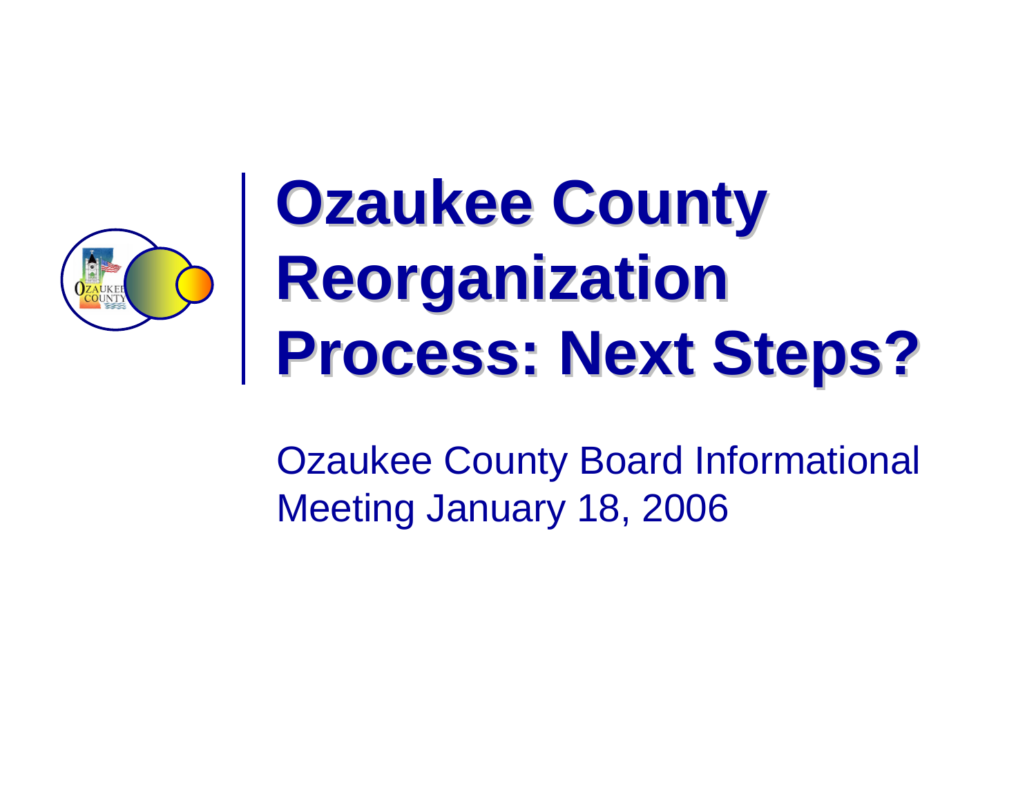# Ozaukee County Reorganization Process: Next Steps?

Ozaukee County Board Informational Meeting January 18, 2006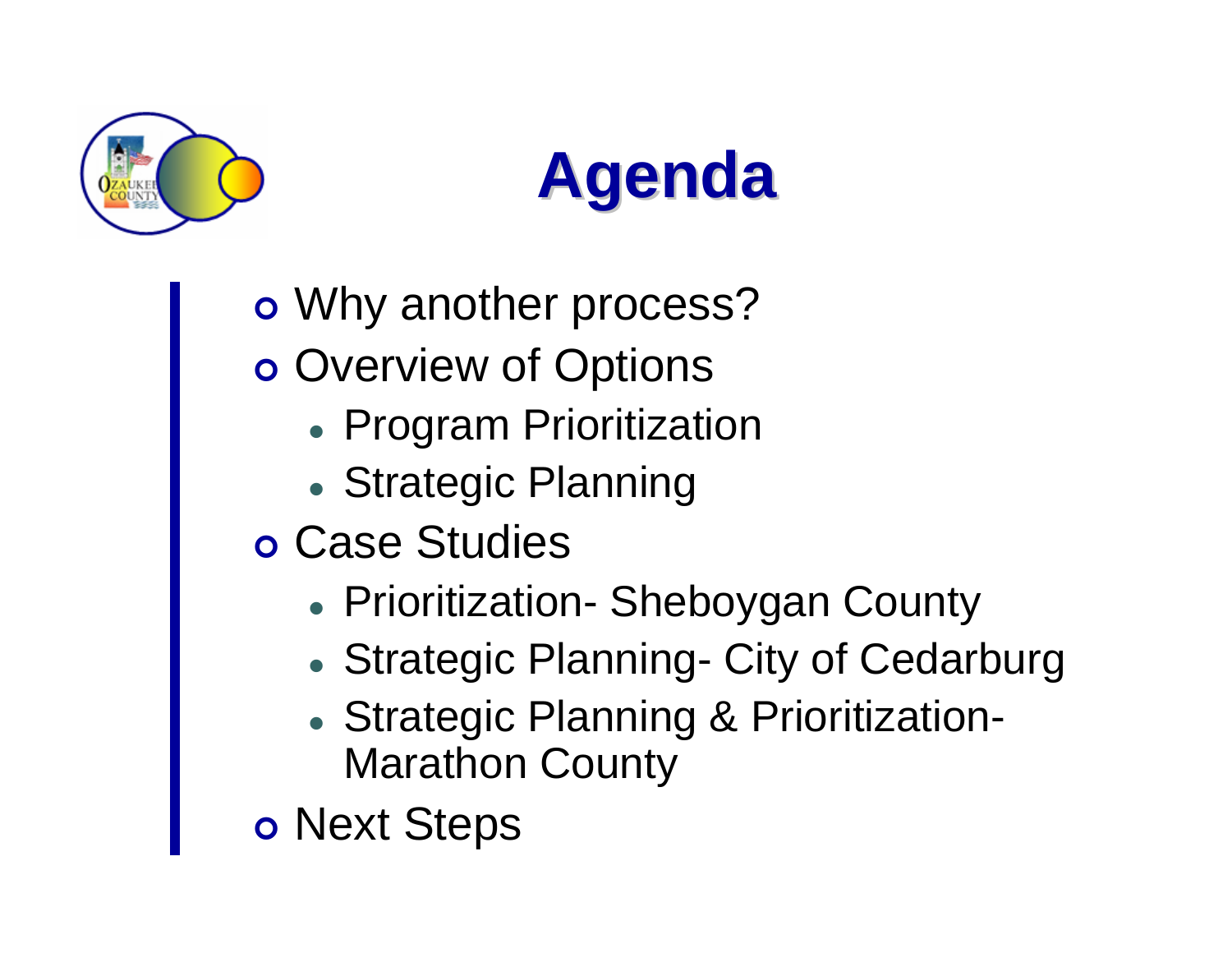# Agenda

- Why another process?
- Overview of Options
  - Program Prioritization
  - Strategic Planning
- Case Studies
  - Prioritization- Sheboygan County
  - Strategic Planning- City of Cedarburg
  - Strategic Planning & Prioritization- Marathon County
- Next Steps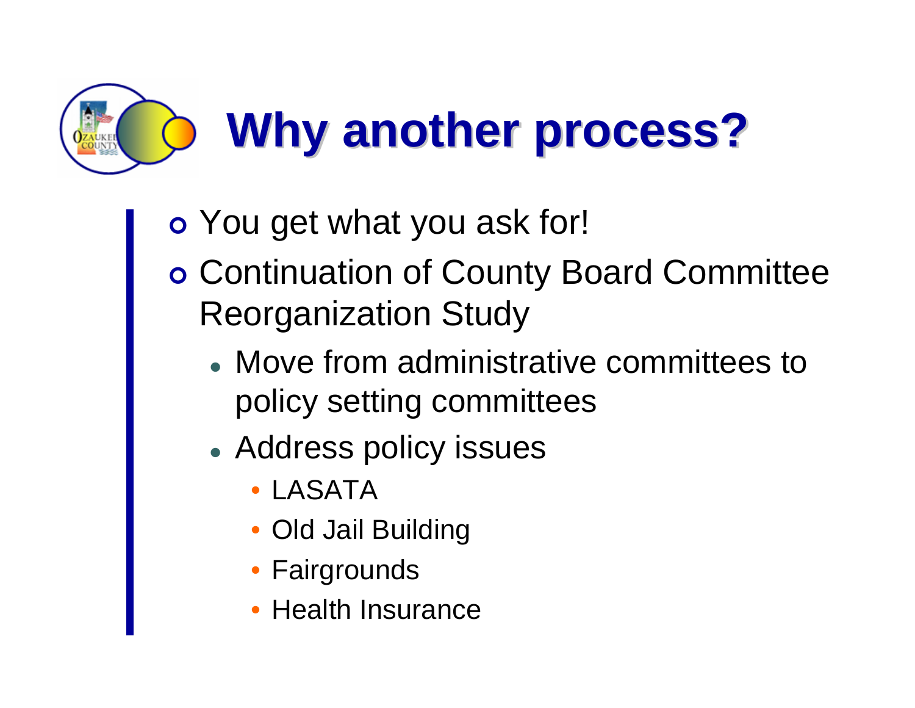# Why another process?

- You get what you ask for!
- Continuation of County Board Committee Reorganization Study
  - Move from administrative committees to policy setting committees
  - Address policy issues
    - LASATA
    - Old Jail Building
    - Fairgrounds
    - Health Insurance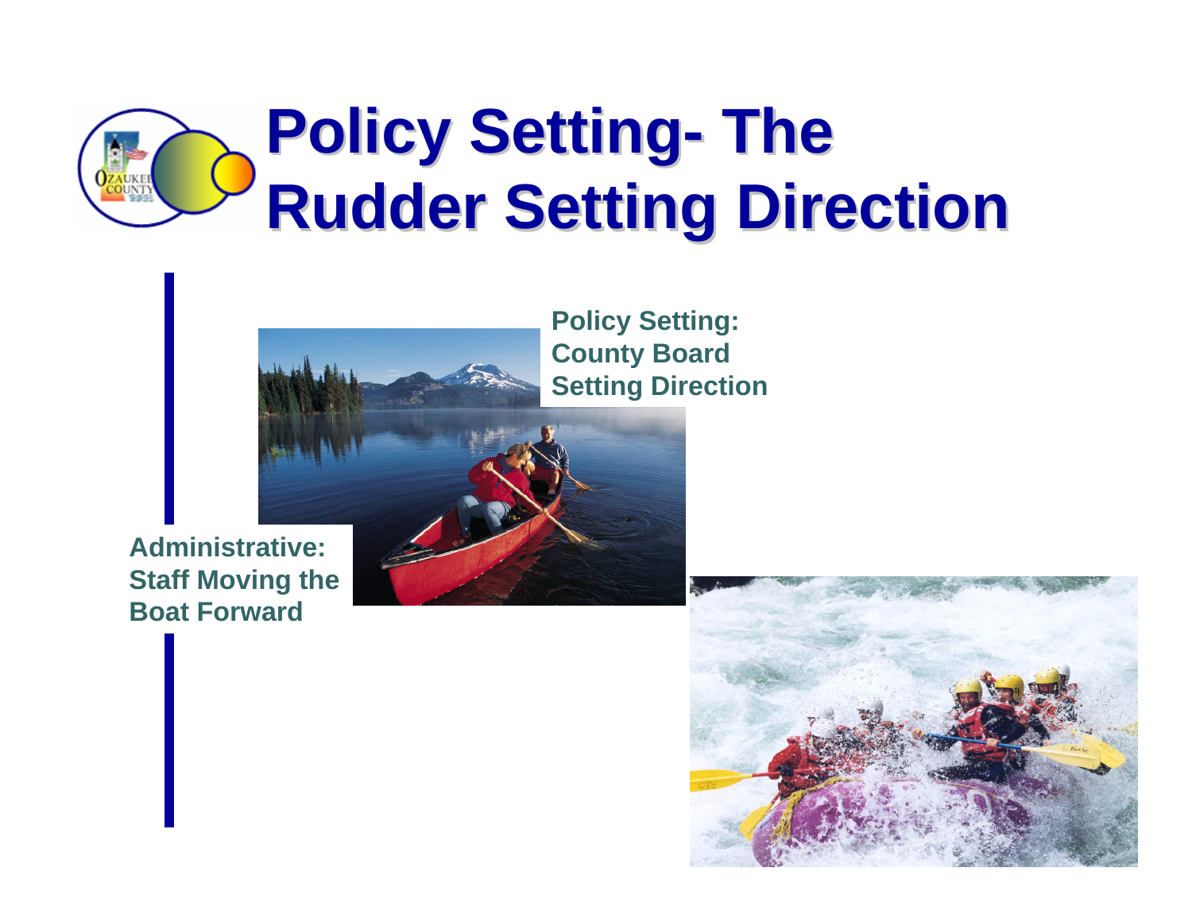# Policy Setting- The Rudder Setting Direction

**Policy Setting: County Board Setting Direction**

**Administrative: Staff Moving the Boat Forward**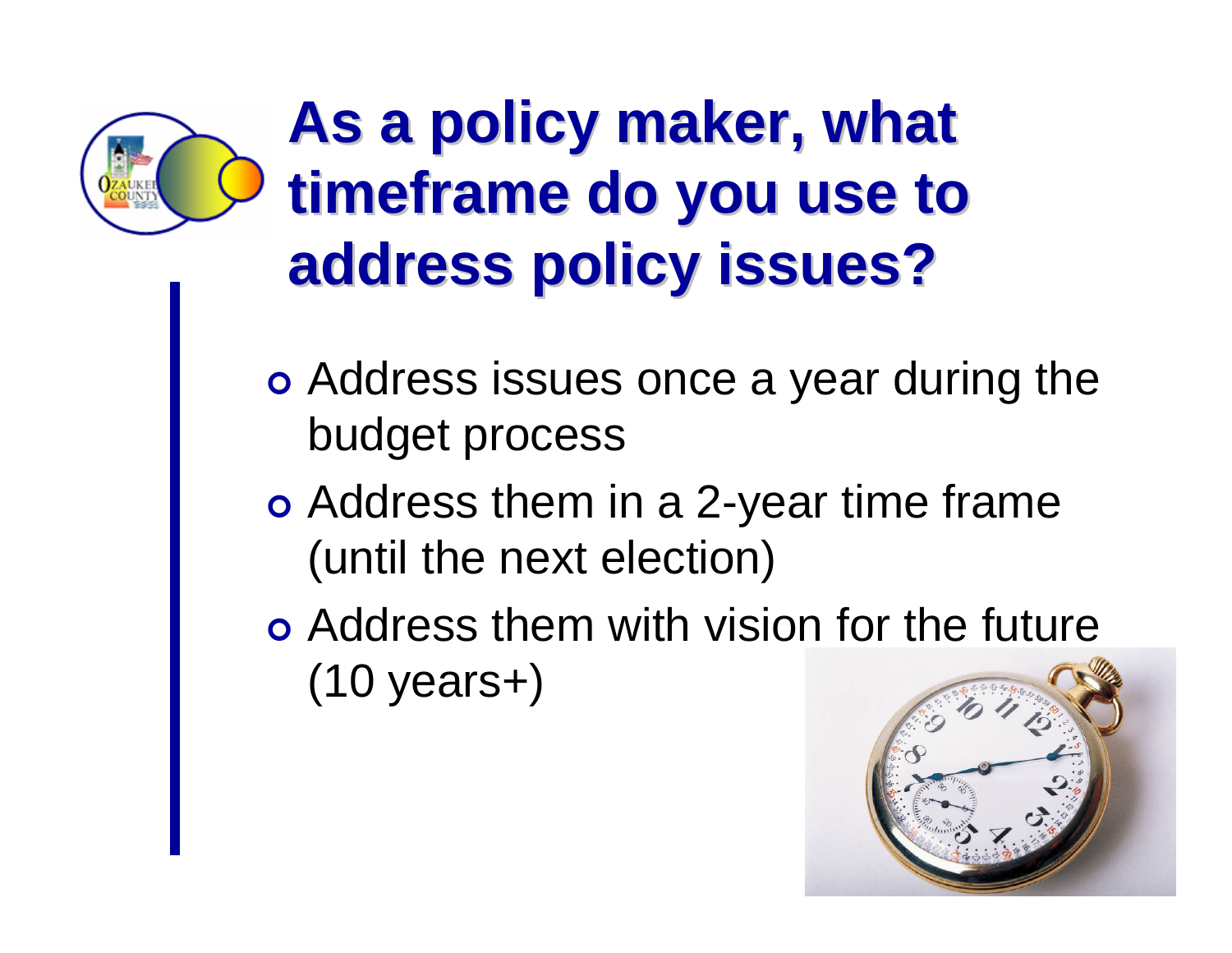# As a policy maker, what timeframe do you use to address policy issues?

- Address issues once a year during the budget process
- Address them in a 2-year time frame (until the next election)
- Address them with vision for the future (10 years+)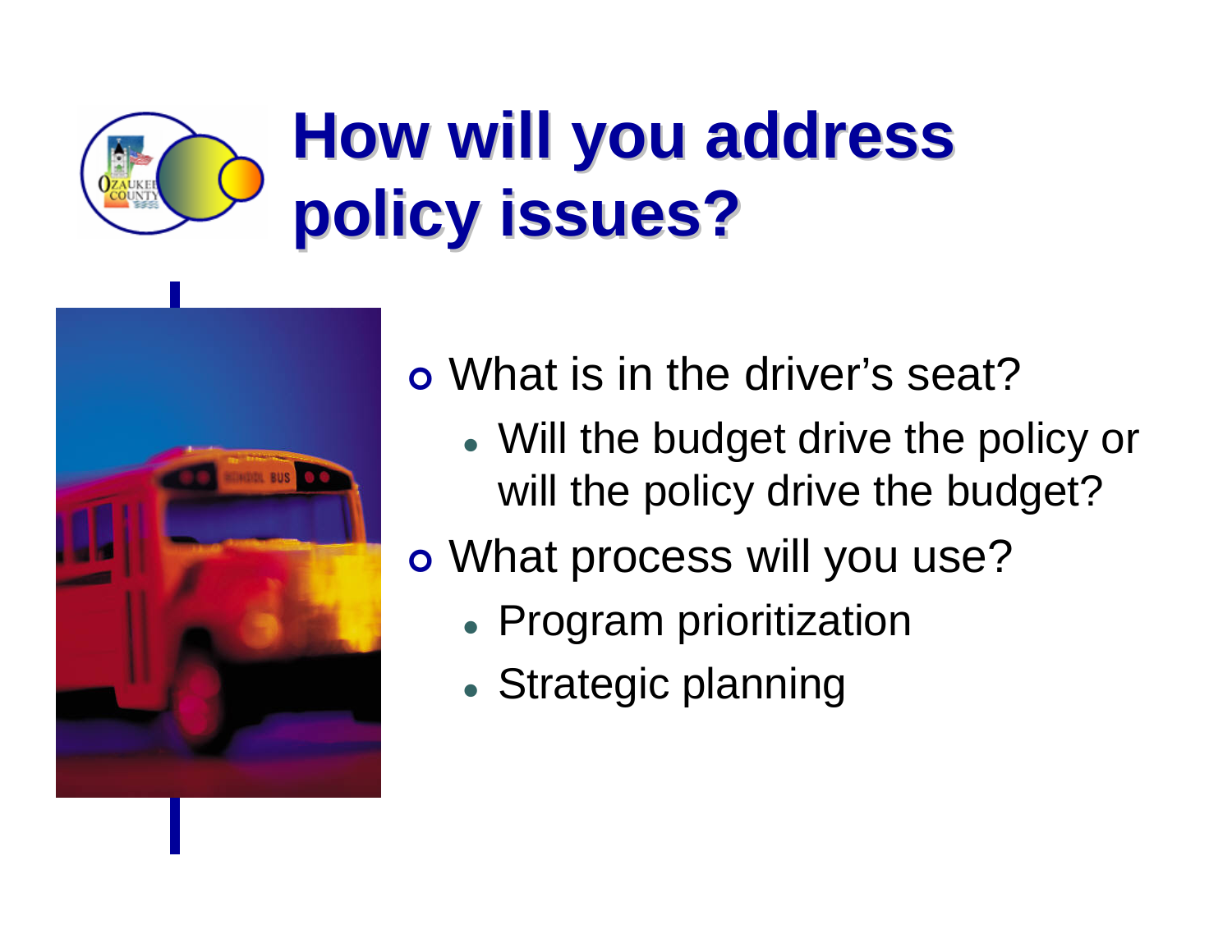# How will you address policy issues?

- What is in the driver's seat?
  - Will the budget drive the policy or will the policy drive the budget?
- What process will you use?
  - Program prioritization
  - Strategic planning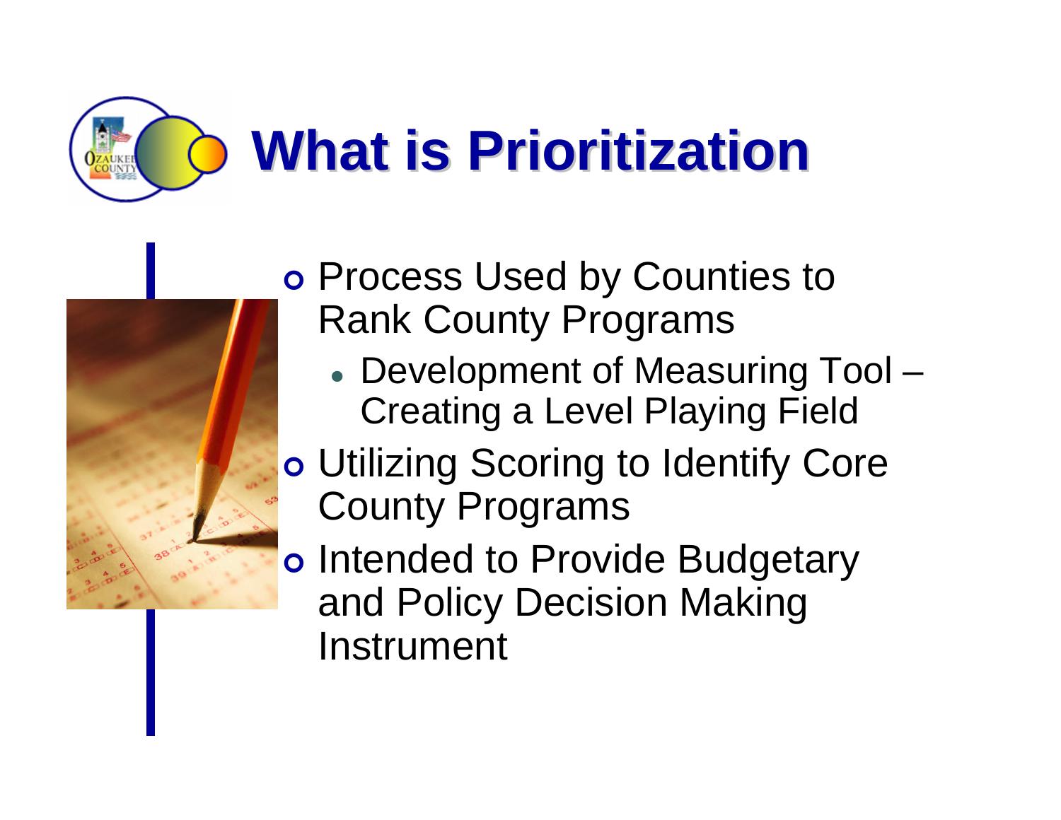# What is Prioritization

- Process Used by Counties to Rank County Programs
  - Development of Measuring Tool – Creating a Level Playing Field
- Utilizing Scoring to Identify Core County Programs
- Intended to Provide Budgetary and Policy Decision Making Instrument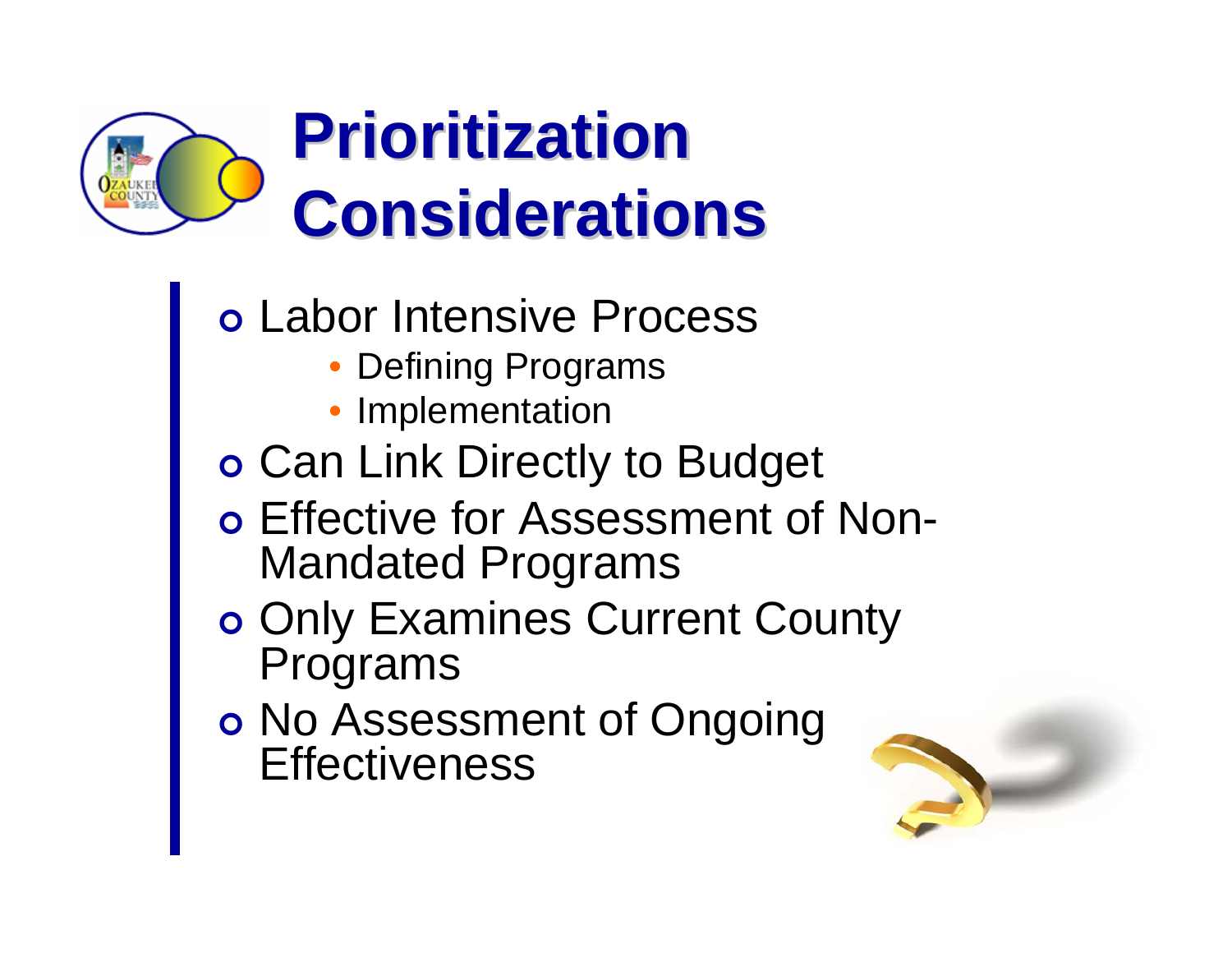# Prioritization Considerations

- Labor Intensive Process
  - Defining Programs
  - Implementation
- Can Link Directly to Budget
- Effective for Assessment of Non-Mandated Programs
- Only Examines Current County Programs
- No Assessment of Ongoing Effectiveness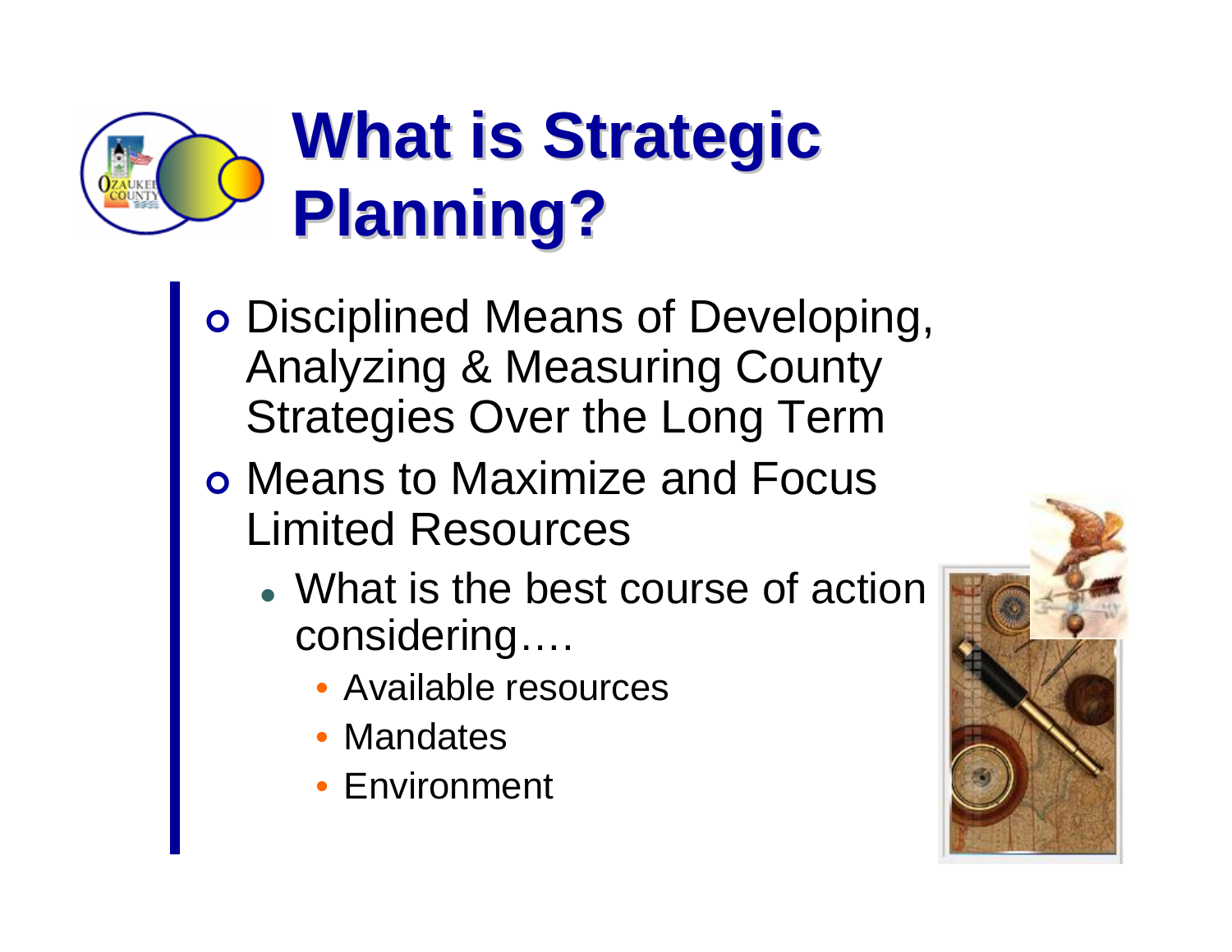# What is Strategic Planning?

- Disciplined Means of Developing, Analyzing & Measuring County Strategies Over the Long Term
- Means to Maximize and Focus Limited Resources
  - What is the best course of action considering….
    - Available resources
    - Mandates
    - Environment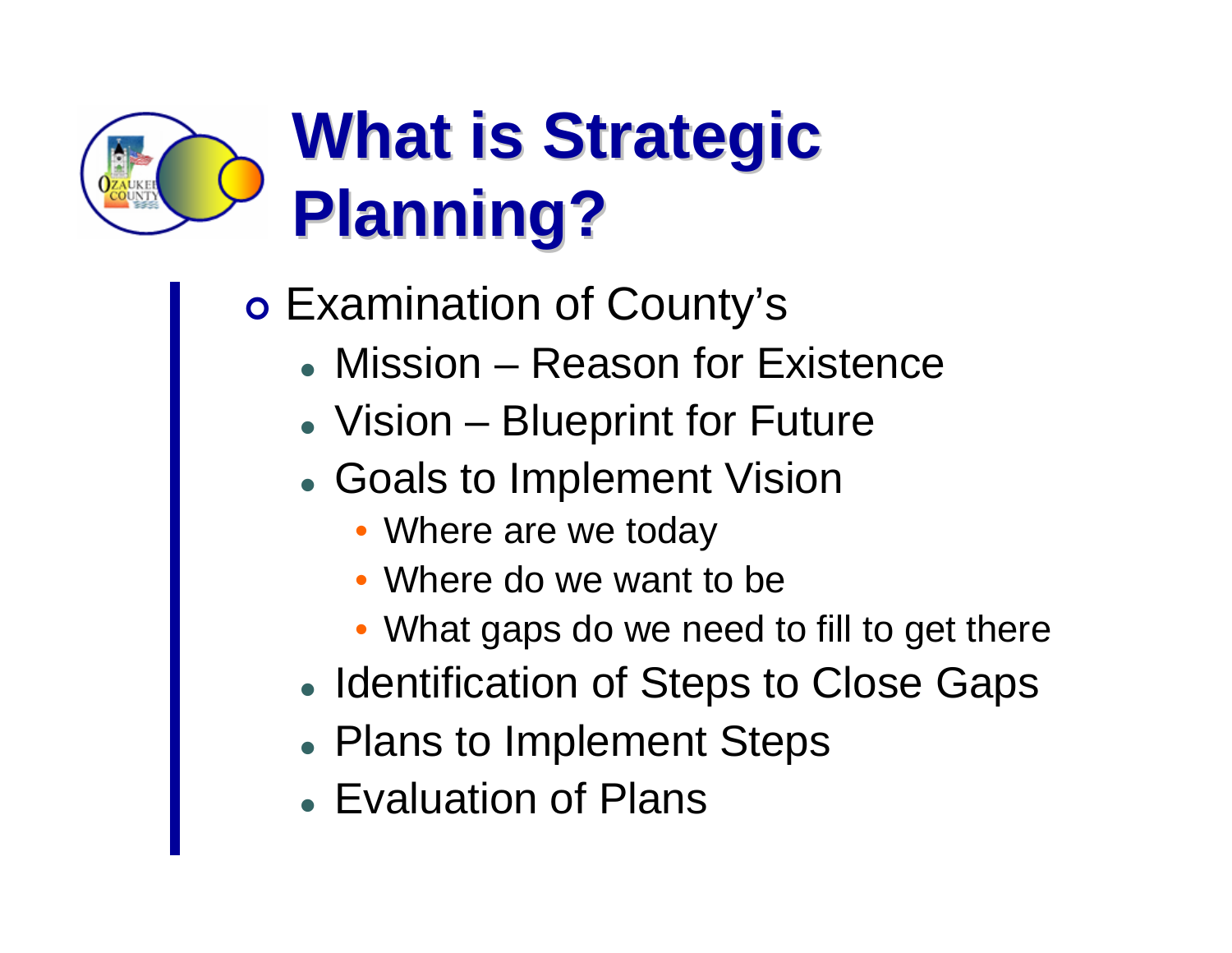# What is Strategic Planning?

- Examination of County's
  - Mission – Reason for Existence
  - Vision – Blueprint for Future
  - Goals to Implement Vision
    - Where are we today
    - Where do we want to be
    - What gaps do we need to fill to get there
  - Identification of Steps to Close Gaps
  - Plans to Implement Steps
  - Evaluation of Plans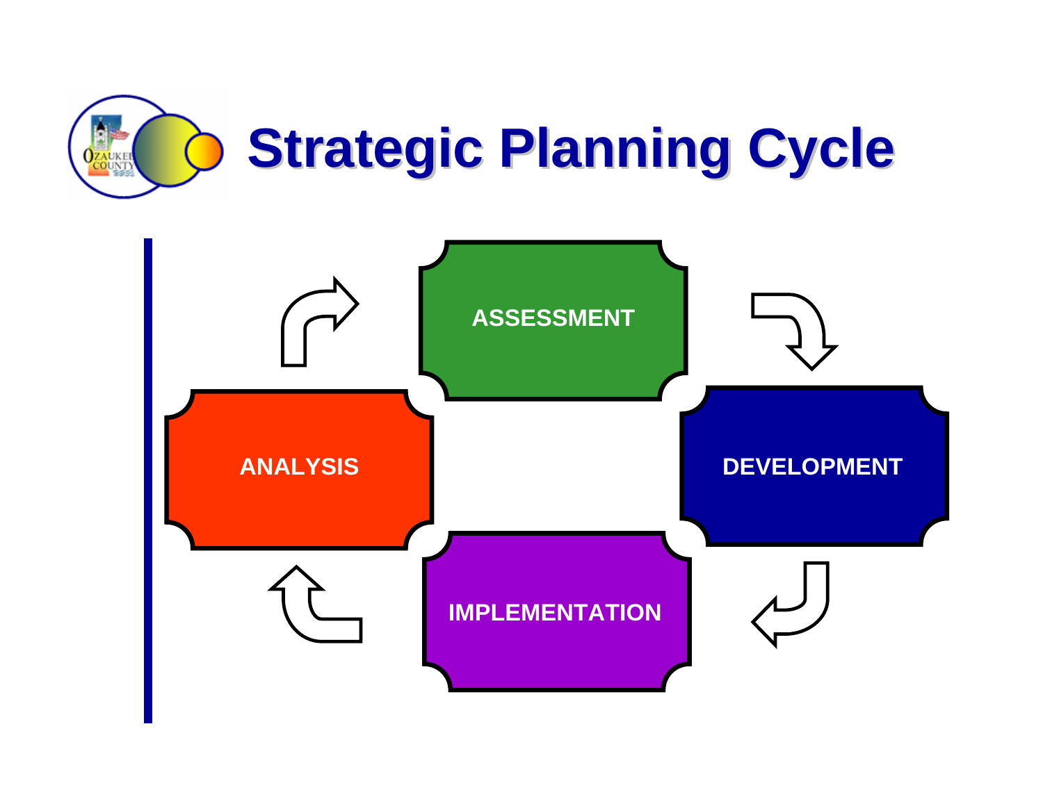# Strategic Planning Cycle

ASSESSMENT

DEVELOPMENT

IMPLEMENTATION

ANALYSIS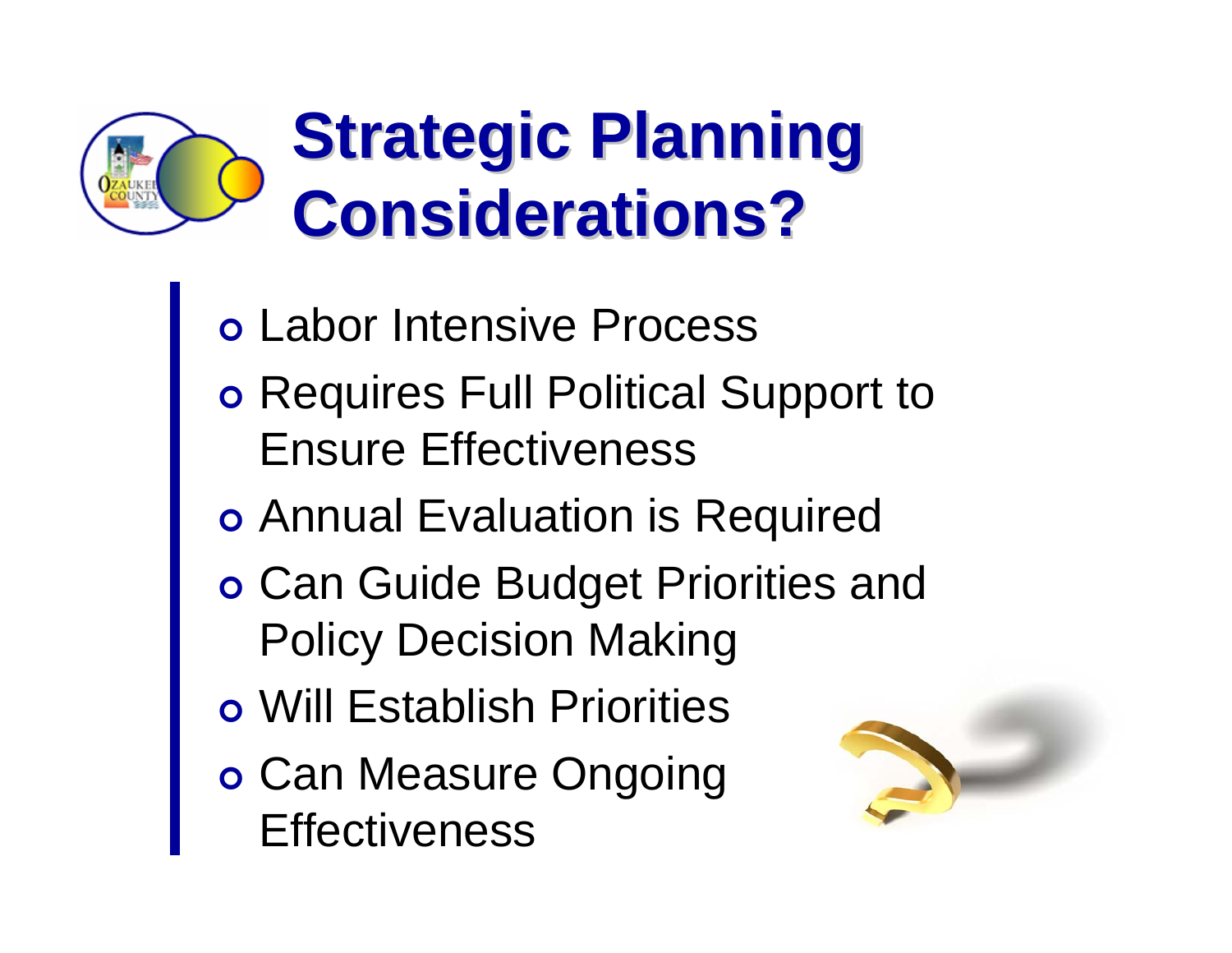# Strategic Planning Considerations?

- Labor Intensive Process
- Requires Full Political Support to Ensure Effectiveness
- Annual Evaluation is Required
- Can Guide Budget Priorities and Policy Decision Making
- Will Establish Priorities
- Can Measure Ongoing Effectiveness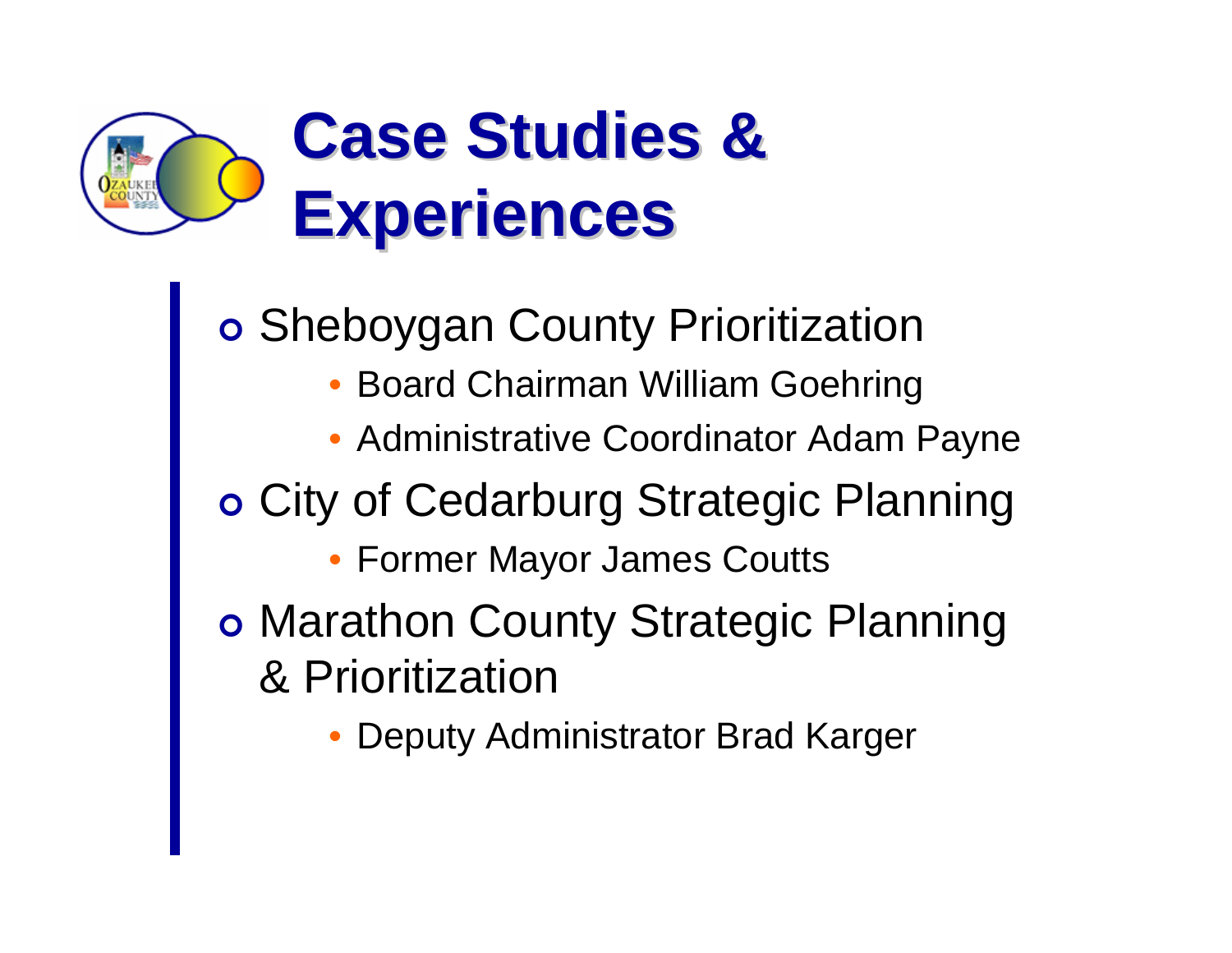# Case Studies & Experiences

- Sheboygan County Prioritization
  - Board Chairman William Goehring
  - Administrative Coordinator Adam Payne
- City of Cedarburg Strategic Planning
  - Former Mayor James Coutts
- Marathon County Strategic Planning & Prioritization
  - Deputy Administrator Brad Karger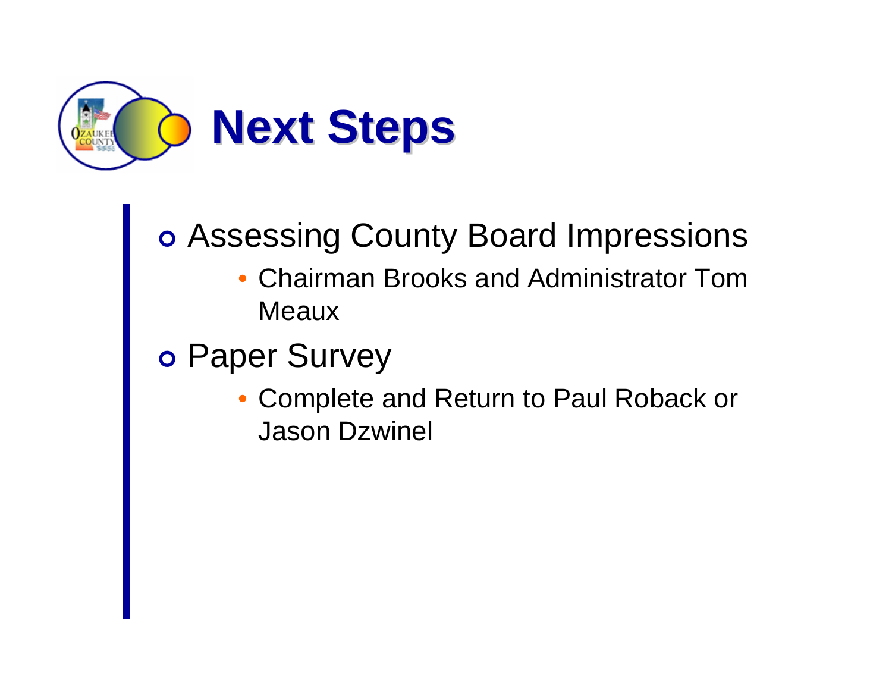# Next Steps

- Assessing County Board Impressions
  - Chairman Brooks and Administrator Tom Meaux
- Paper Survey
  - Complete and Return to Paul Roback or Jason Dzwinel